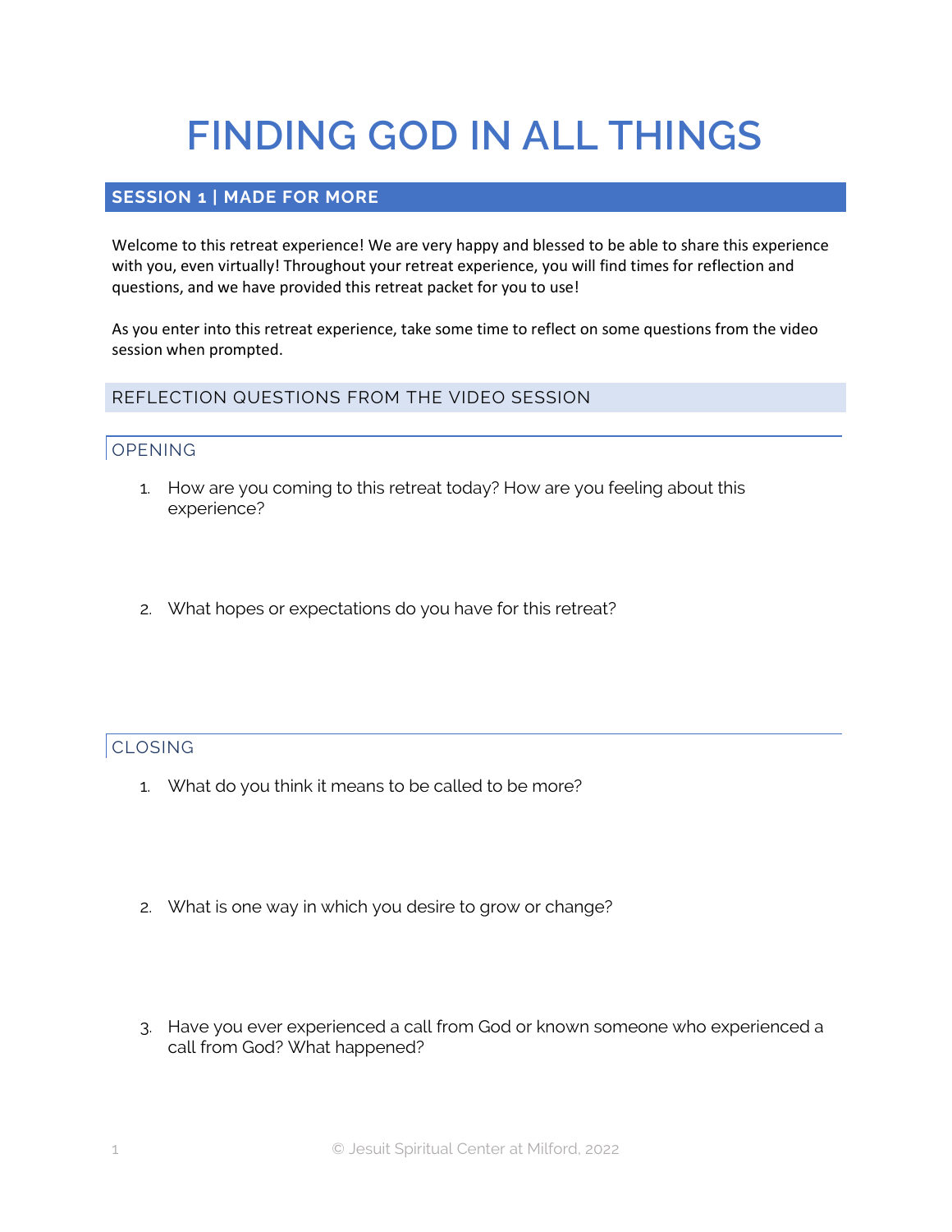# FINDING GOD IN ALL THINGS

## SESSION 1 | MADE FOR MORE

Welcome to this retreat experience! We are very happy and blessed to be able to share this experience with you, even virtually! Throughout your retreat experience, you will find times for reflection and questions, and we have provided this retreat packet for you to use!

As you enter into this retreat experience, take some time to reflect on some questions from the video session when prompted.

### REFLECTION QUESTIONS FROM THE VIDEO SESSION

#### OPENING

1. How are you coming to this retreat today? How are you feeling about this experience?
2. What hopes or expectations do you have for this retreat?

#### CLOSING

1. What do you think it means to be called to be more?
2. What is one way in which you desire to grow or change?
3. Have you ever experienced a call from God or known someone who experienced a call from God? What happened?

© Jesuit Spiritual Center at Milford, 2022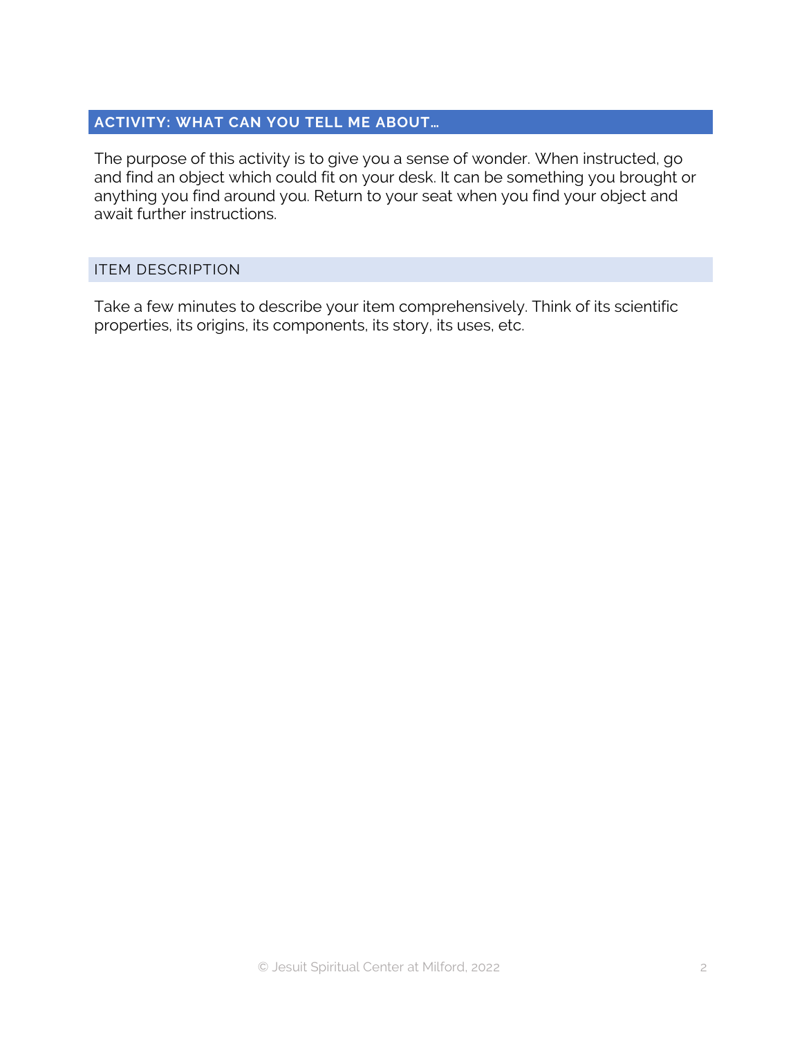## ACTIVITY: WHAT CAN YOU TELL ME ABOUT…

The purpose of this activity is to give you a sense of wonder. When instructed, go and find an object which could fit on your desk. It can be something you brought or anything you find around you. Return to your seat when you find your object and await further instructions.

### ITEM DESCRIPTION

Take a few minutes to describe your item comprehensively. Think of its scientific properties, its origins, its components, its story, its uses, etc.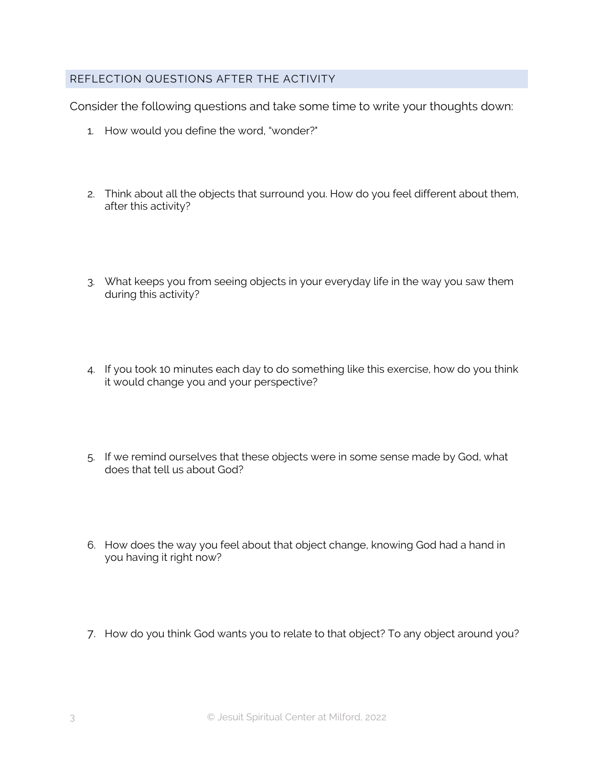## REFLECTION QUESTIONS AFTER THE ACTIVITY

Consider the following questions and take some time to write your thoughts down:

1. How would you define the word, "wonder?"

2. Think about all the objects that surround you. How do you feel different about them, after this activity?

3. What keeps you from seeing objects in your everyday life in the way you saw them during this activity?

4. If you took 10 minutes each day to do something like this exercise, how do you think it would change you and your perspective?

5. If we remind ourselves that these objects were in some sense made by God, what does that tell us about God?

6. How does the way you feel about that object change, knowing God had a hand in you having it right now?

7. How do you think God wants you to relate to that object? To any object around you?

© Jesuit Spiritual Center at Milford, 2022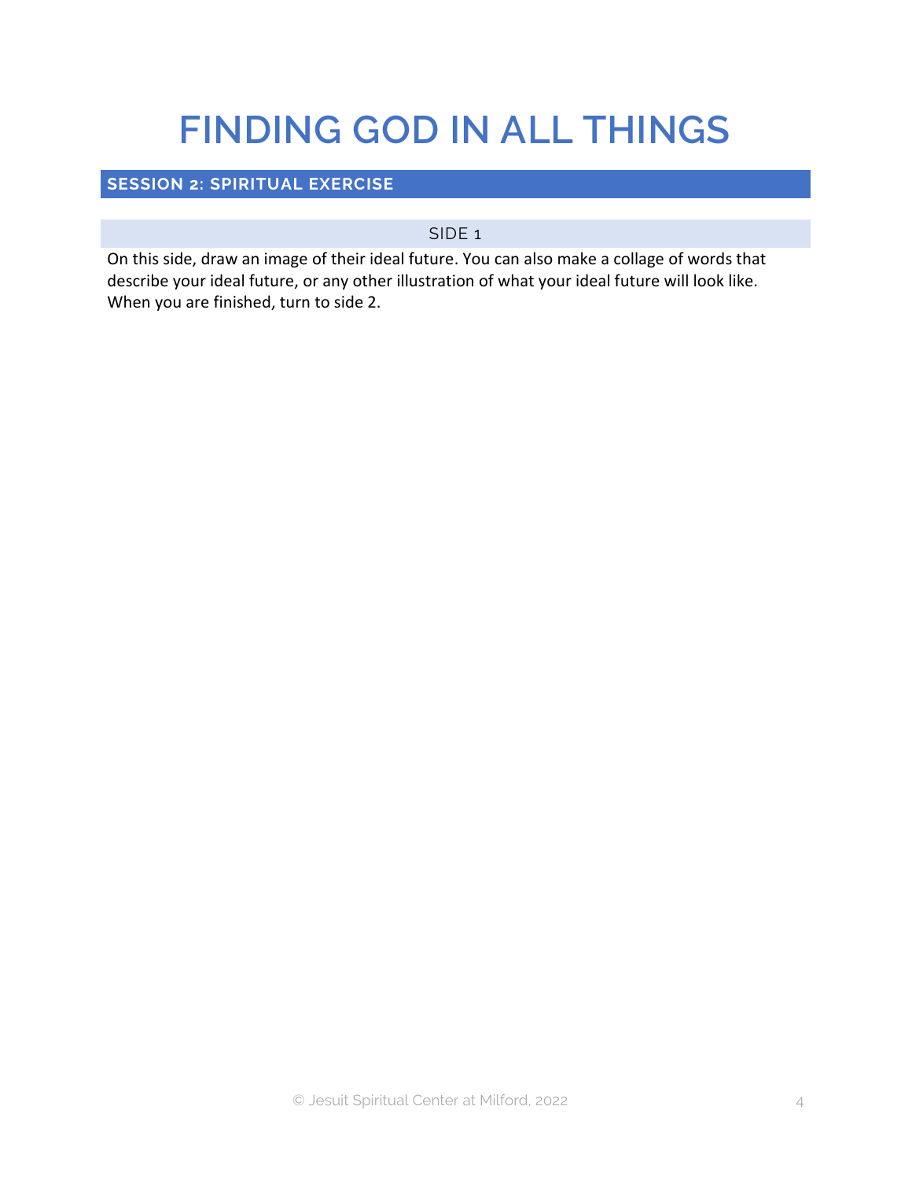# FINDING GOD IN ALL THINGS

## SESSION 2: SPIRITUAL EXERCISE

### SIDE 1

On this side, draw an image of their ideal future. You can also make a collage of words that describe your ideal future, or any other illustration of what your ideal future will look like. When you are finished, turn to side 2.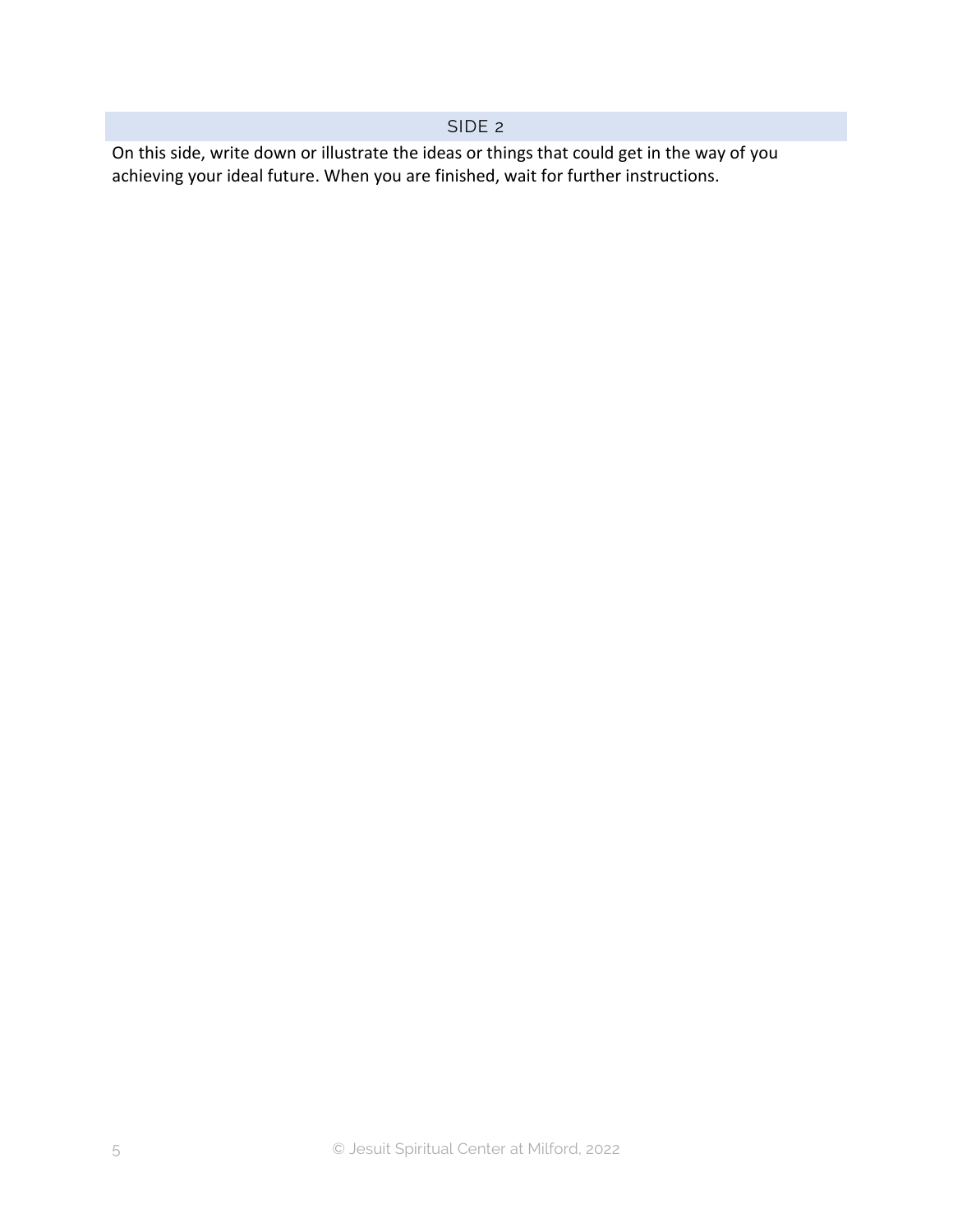## SIDE 2

On this side, write down or illustrate the ideas or things that could get in the way of you achieving your ideal future. When you are finished, wait for further instructions.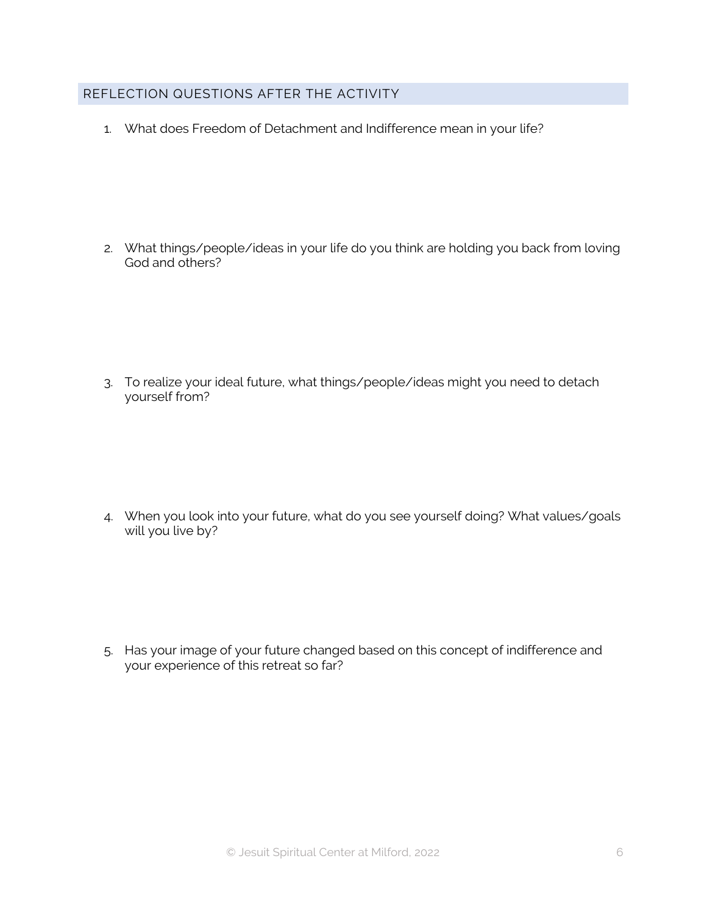## REFLECTION QUESTIONS AFTER THE ACTIVITY

1. What does Freedom of Detachment and Indifference mean in your life?

2. What things/people/ideas in your life do you think are holding you back from loving God and others?

3. To realize your ideal future, what things/people/ideas might you need to detach yourself from?

4. When you look into your future, what do you see yourself doing? What values/goals will you live by?

5. Has your image of your future changed based on this concept of indifference and your experience of this retreat so far?

© Jesuit Spiritual Center at Milford, 2022